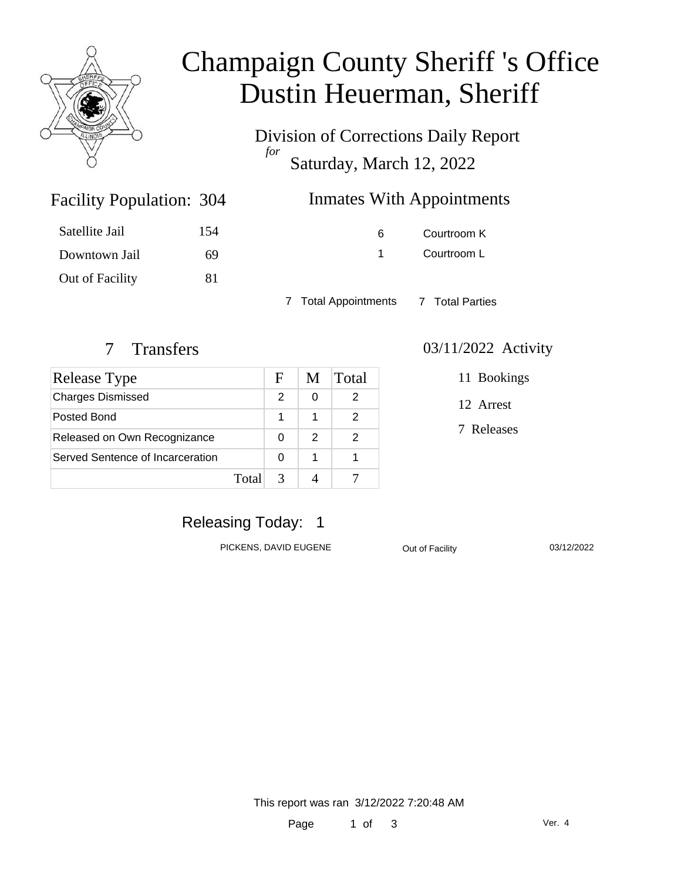# Champaign County Sheriff 's Office
# Dustin Heuerman, Sheriff

## Division of Corrections Daily Report
*for*
## Saturday, March 12, 2022

### Facility Population: 304

| | |
|---|---|
| Satellite Jail | 154 |
| Downtown Jail | 69 |
| Out of Facility | 81 |

### Inmates With Appointments

| | |
|---|---|
| 6 | Courtroom K |
| 1 | Courtroom L |

7 Total Appointments 7 Total Parties

### 7 Transfers

| Release Type | F | M | Total |
|---|---|---|---|
| Charges Dismissed | 2 | 0 | 2 |
| Posted Bond | 1 | 1 | 2 |
| Released on Own Recognizance | 0 | 2 | 2 |
| Served Sentence of Incarceration | 0 | 1 | 1 |
| Total | 3 | 4 | 7 |

### 03/11/2022 Activity

11 Bookings

12 Arrest

7 Releases

### Releasing Today: 1

| | | |
|---|---|---|
| PICKENS, DAVID EUGENE | Out of Facility | 03/12/2022 |

This report was ran 3/12/2022 7:20:48 AM

Ver. 4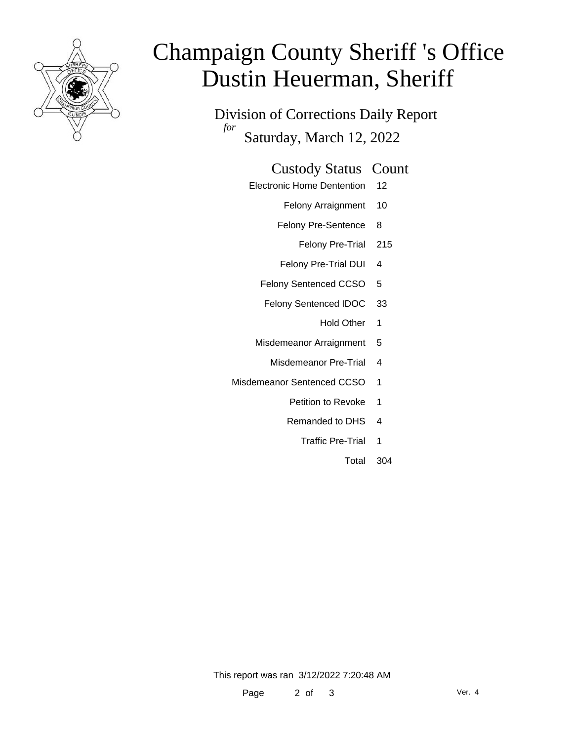# Champaign County Sheriff 's Office
# Dustin Heuerman, Sheriff

Division of Corrections Daily Report

*for*

Saturday, March 12, 2022

| Custody Status | Count |
|---|---|
| Electronic Home Dentention | 12 |
| Felony Arraignment | 10 |
| Felony Pre-Sentence | 8 |
| Felony Pre-Trial | 215 |
| Felony Pre-Trial DUI | 4 |
| Felony Sentenced CCSO | 5 |
| Felony Sentenced IDOC | 33 |
| Hold Other | 1 |
| Misdemeanor Arraignment | 5 |
| Misdemeanor Pre-Trial | 4 |
| Misdemeanor Sentenced CCSO | 1 |
| Petition to Revoke | 1 |
| Remanded to DHS | 4 |
| Traffic Pre-Trial | 1 |
| Total | 304 |

This report was ran 3/12/2022 7:20:48 AM

Ver. 4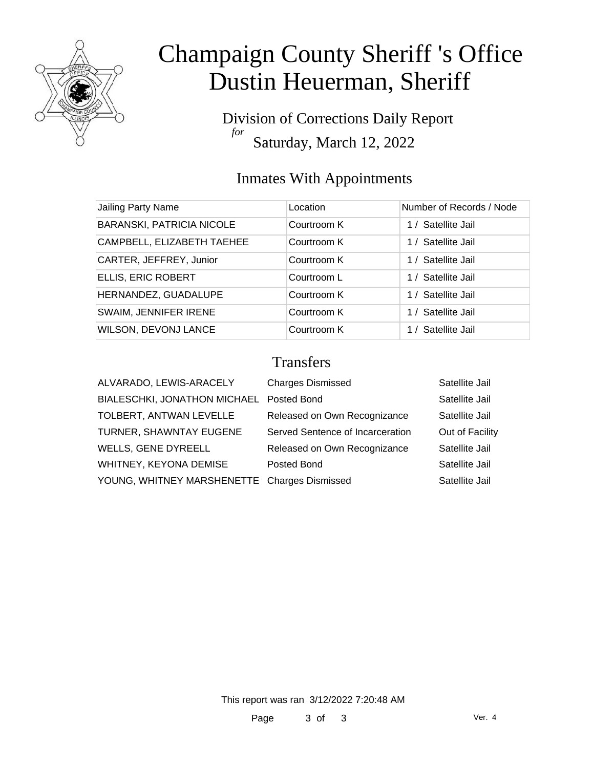# Champaign County Sheriff 's Office
# Dustin Heuerman, Sheriff

Division of Corrections Daily Report
*for*
Saturday, March 12, 2022

## Inmates With Appointments

| Jailing Party Name | Location | Number of Records / Node |
|---|---|---|
| BARANSKI, PATRICIA NICOLE | Courtroom K | 1 / Satellite Jail |
| CAMPBELL, ELIZABETH TAEHEE | Courtroom K | 1 / Satellite Jail |
| CARTER, JEFFREY, Junior | Courtroom K | 1 / Satellite Jail |
| ELLIS, ERIC ROBERT | Courtroom L | 1 / Satellite Jail |
| HERNANDEZ, GUADALUPE | Courtroom K | 1 / Satellite Jail |
| SWAIM, JENNIFER IRENE | Courtroom K | 1 / Satellite Jail |
| WILSON, DEVONJ LANCE | Courtroom K | 1 / Satellite Jail |

## Transfers

| | | |
|---|---|---|
| ALVARADO, LEWIS-ARACELY | Charges Dismissed | Satellite Jail |
| BIALESCHKI, JONATHON MICHAEL | Posted Bond | Satellite Jail |
| TOLBERT, ANTWAN LEVELLE | Released on Own Recognizance | Satellite Jail |
| TURNER, SHAWNTAY EUGENE | Served Sentence of Incarceration | Out of Facility |
| WELLS, GENE DYREELL | Released on Own Recognizance | Satellite Jail |
| WHITNEY, KEYONA DEMISE | Posted Bond | Satellite Jail |
| YOUNG, WHITNEY MARSHENETTE | Charges Dismissed | Satellite Jail |

This report was ran 3/12/2022 7:20:48 AM

Ver. 4